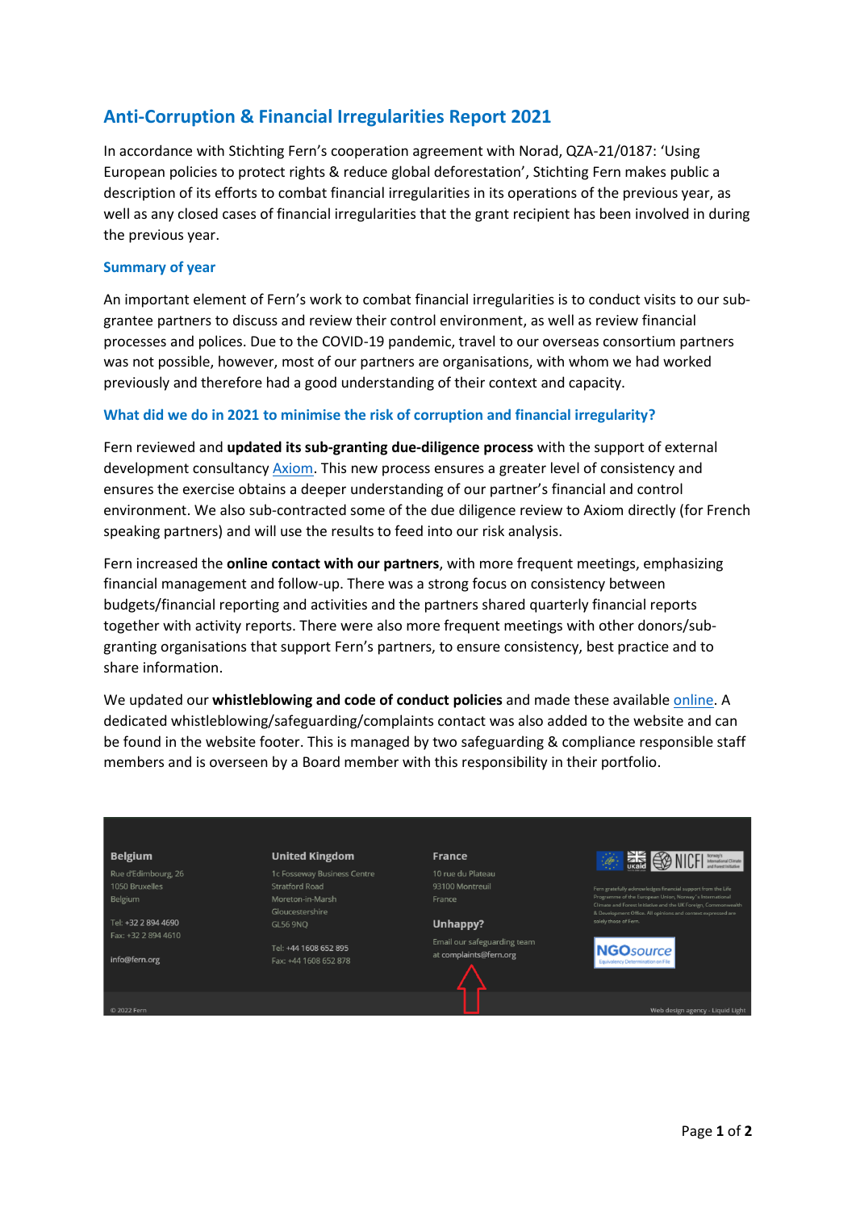# Anti-Corruption & Financial Irregularities Report 2021

In accordance with Stichting Fern's cooperation agreement with Norad, QZA-21/0187: 'Using European policies to protect rights & reduce global deforestation', Stichting Fern makes public a description of its efforts to combat financial irregularities in its operations of the previous year, as well as any closed cases of financial irregularities that the grant recipient has been involved in during the previous year.

## Summary of year

An important element of Fern's work to combat financial irregularities is to conduct visits to our sub-grantee partners to discuss and review their control environment, as well as review financial processes and polices. Due to the COVID-19 pandemic, travel to our overseas consortium partners was not possible, however, most of our partners are organisations, with whom we had worked previously and therefore had a good understanding of their context and capacity.

## What did we do in 2021 to minimise the risk of corruption and financial irregularity?

Fern reviewed and **updated its sub-granting due-diligence process** with the support of external development consultancy Axiom. This new process ensures a greater level of consistency and ensures the exercise obtains a deeper understanding of our partner's financial and control environment. We also sub-contracted some of the due diligence review to Axiom directly (for French speaking partners) and will use the results to feed into our risk analysis.

Fern increased the **online contact with our partners**, with more frequent meetings, emphasizing financial management and follow-up. There was a strong focus on consistency between budgets/financial reporting and activities and the partners shared quarterly financial reports together with activity reports. There were also more frequent meetings with other donors/sub-granting organisations that support Fern's partners, to ensure consistency, best practice and to share information.

We updated our **whistleblowing and code of conduct policies** and made these available online. A dedicated whistleblowing/safeguarding/complaints contact was also added to the website and can be found in the website footer. This is managed by two safeguarding & compliance responsible staff members and is overseen by a Board member with this responsibility in their portfolio.

**Belgium**
Rue d'Edimbourg, 26
1050 Bruxelles
Belgium

Tel: +32 2 894 4690
Fax: +32 2 894 4610

info@fern.org

**United Kingdom**
1c Fosseway Business Centre
Stratford Road
Moreton-in-Marsh
Gloucestershire
GL56 9NQ

Tel: +44 1608 652 895
Fax: +44 1608 652 878

**France**
10 rue du Plateau
93100 Montreuil
France

**Unhappy?**
Email our safeguarding team at complaints@fern.org

© 2022 Fern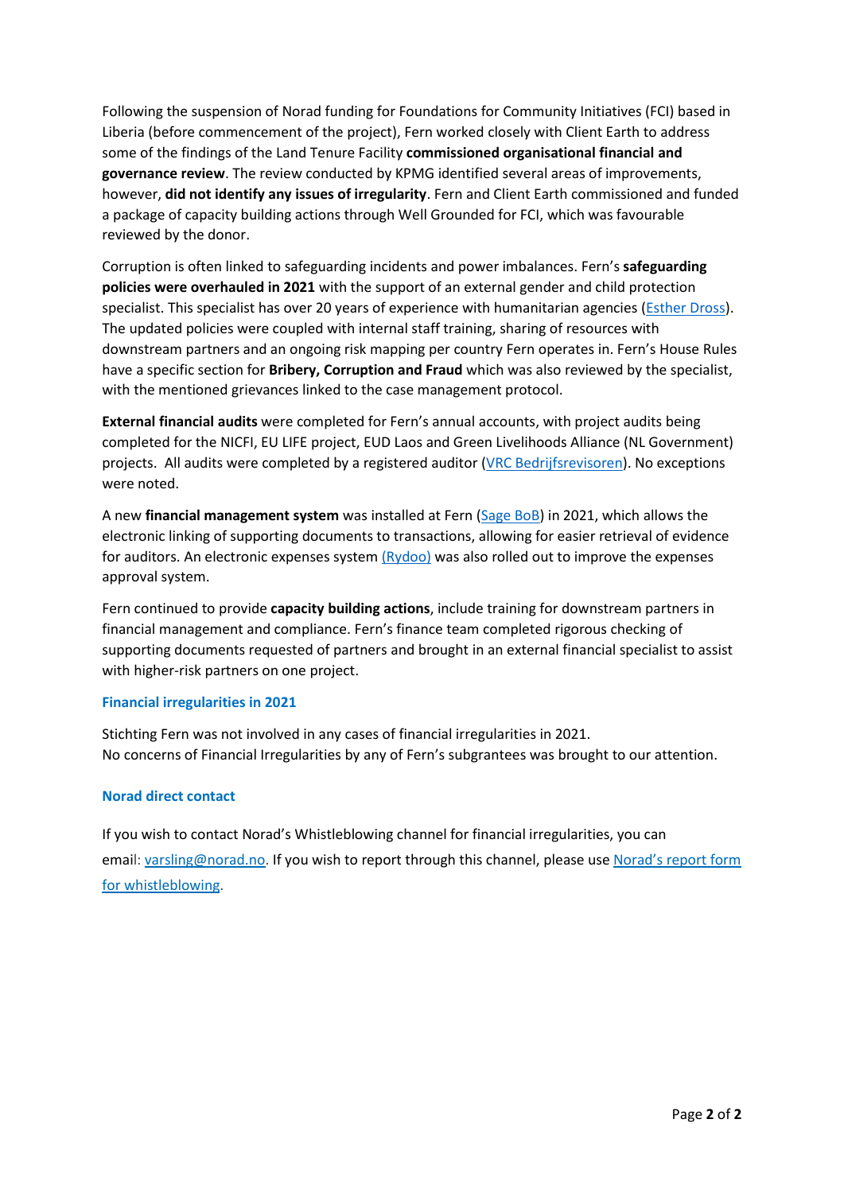Following the suspension of Norad funding for Foundations for Community Initiatives (FCI) based in Liberia (before commencement of the project), Fern worked closely with Client Earth to address some of the findings of the Land Tenure Facility **commissioned organisational financial and governance review**. The review conducted by KPMG identified several areas of improvements, however, **did not identify any issues of irregularity**. Fern and Client Earth commissioned and funded a package of capacity building actions through Well Grounded for FCI, which was favourable reviewed by the donor.

Corruption is often linked to safeguarding incidents and power imbalances. Fern's **safeguarding policies were overhauled in 2021** with the support of an external gender and child protection specialist. This specialist has over 20 years of experience with humanitarian agencies (Esther Dross). The updated policies were coupled with internal staff training, sharing of resources with downstream partners and an ongoing risk mapping per country Fern operates in. Fern's House Rules have a specific section for **Bribery, Corruption and Fraud** which was also reviewed by the specialist, with the mentioned grievances linked to the case management protocol.

**External financial audits** were completed for Fern's annual accounts, with project audits being completed for the NICFI, EU LIFE project, EUD Laos and Green Livelihoods Alliance (NL Government) projects. All audits were completed by a registered auditor (VRC Bedrijfsrevisoren). No exceptions were noted.

A new **financial management system** was installed at Fern (Sage BoB) in 2021, which allows the electronic linking of supporting documents to transactions, allowing for easier retrieval of evidence for auditors. An electronic expenses system (Rydoo) was also rolled out to improve the expenses approval system.

Fern continued to provide **capacity building actions**, include training for downstream partners in financial management and compliance. Fern's finance team completed rigorous checking of supporting documents requested of partners and brought in an external financial specialist to assist with higher-risk partners on one project.

### Financial irregularities in 2021

Stichting Fern was not involved in any cases of financial irregularities in 2021.
No concerns of Financial Irregularities by any of Fern's subgrantees was brought to our attention.

### Norad direct contact

If you wish to contact Norad's Whistleblowing channel for financial irregularities, you can email: varsling@norad.no. If you wish to report through this channel, please use Norad's report form for whistleblowing.